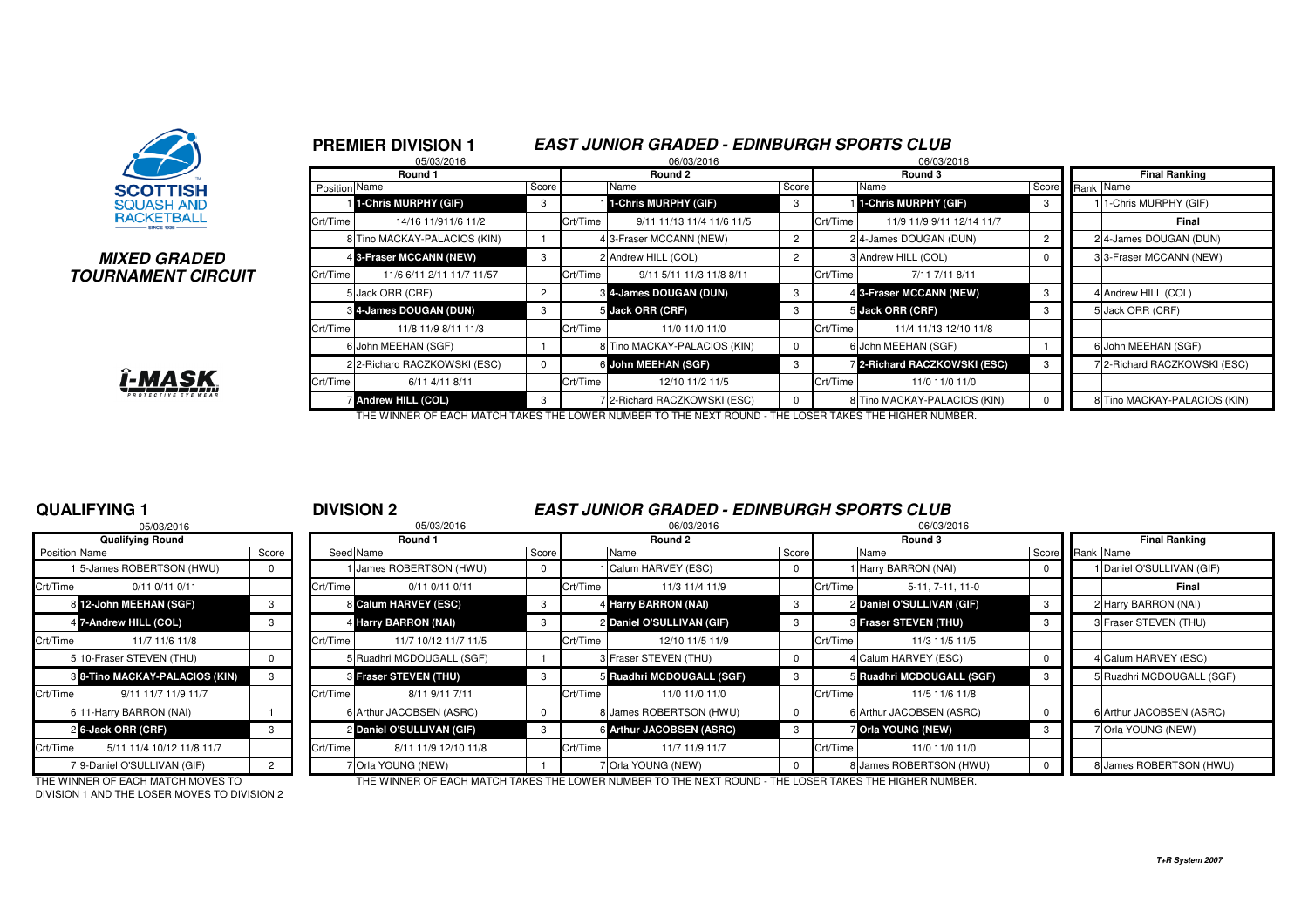**SCOTTISH SQUASH AND RACKETBALL**

***MIXED GRADED TOURNAMENT CIRCUIT***

## PREMIER DIVISION 1

### *EAST JUNIOR GRADED - EDINBURGH SPORTS CLUB*

| Round 1 (05/03/2016) | | | Round 2 (06/03/2016) | | | Round 3 (06/03/2016) | | | Final Ranking | |
|---|---|---|---|---|---|---|---|---|---|---|
| Position | Name | Score | | Name | Score | | Name | Score | Rank | Name |
| 1 | **1-Chris MURPHY (GIF)** | 3 | 1 | **1-Chris MURPHY (GIF)** | 3 | 1 | **1-Chris MURPHY (GIF)** | 3 | 1 | 1-Chris MURPHY (GIF) |
| Crt/Time | 14/16 11/911/6 11/2 | | Crt/Time | 9/11 11/13 11/4 11/6 11/5 | | Crt/Time | 11/9 11/9 9/11 12/14 11/7 | | | **Final** |
| 8 | Tino MACKAY-PALACIOS (KIN) | 1 | 4 | 3-Fraser MCCANN (NEW) | 2 | 2 | 4-James DOUGAN (DUN) | 2 | 2 | 4-James DOUGAN (DUN) |
| 4 | **3-Fraser MCCANN (NEW)** | 3 | 2 | Andrew HILL (COL) | 2 | 3 | Andrew HILL (COL) | 0 | 3 | 3-Fraser MCCANN (NEW) |
| Crt/Time | 11/6 6/11 2/11 11/7 11/57 | | Crt/Time | 9/11 5/11 11/3 11/8 8/11 | | Crt/Time | 7/11 7/11 8/11 | | | |
| 5 | Jack ORR (CRF) | 2 | 3 | **4-James DOUGAN (DUN)** | 3 | 4 | **3-Fraser MCCANN (NEW)** | 3 | 4 | Andrew HILL (COL) |
| 3 | **4-James DOUGAN (DUN)** | 3 | 5 | **Jack ORR (CRF)** | 3 | 5 | **Jack ORR (CRF)** | 3 | 5 | Jack ORR (CRF) |
| Crt/Time | 11/8 11/9 8/11 11/3 | | Crt/Time | 11/0 11/0 11/0 | | Crt/Time | 11/4 11/13 12/10 11/8 | | | |
| 6 | John MEEHAN (SGF) | 1 | 8 | Tino MACKAY-PALACIOS (KIN) | 0 | 6 | John MEEHAN (SGF) | 1 | 6 | John MEEHAN (SGF) |
| 2 | 2-Richard RACZKOWSKI (ESC) | 0 | 6 | **John MEEHAN (SGF)** | 3 | 7 | **2-Richard RACZKOWSKI (ESC)** | 3 | 7 | 2-Richard RACZKOWSKI (ESC) |
| Crt/Time | 6/11 4/11 8/11 | | Crt/Time | 12/10 11/2 11/5 | | Crt/Time | 11/0 11/0 11/0 | | | |
| 7 | **Andrew HILL (COL)** | 3 | 7 | 2-Richard RACZKOWSKI (ESC) | 0 | 8 | Tino MACKAY-PALACIOS (KIN) | 0 | 8 | Tino MACKAY-PALACIOS (KIN) |

THE WINNER OF EACH MATCH TAKES THE LOWER NUMBER TO THE NEXT ROUND - THE LOSER TAKES THE HIGHER NUMBER.

## QUALIFYING 1

05/03/2016

| Qualifying Round | | |
|---|---|---|
| Position | Name | Score |
| 1 | 5-James ROBERTSON (HWU) | 0 |
| Crt/Time | 0/11 0/11 0/11 | |
| 8 | **12-John MEEHAN (SGF)** | 3 |
| 4 | **7-Andrew HILL (COL)** | 3 |
| Crt/Time | 11/7 11/6 11/8 | |
| 5 | 10-Fraser STEVEN (THU) | 0 |
| 3 | **8-Tino MACKAY-PALACIOS (KIN)** | 3 |
| Crt/Time | 9/11 11/7 11/9 11/7 | |
| 6 | 11-Harry BARRON (NAI) | 1 |
| 2 | **6-Jack ORR (CRF)** | 3 |
| Crt/Time | 5/11 11/4 10/12 11/8 11/7 | |
| 7 | 9-Daniel O'SULLIVAN (GIF) | 2 |

THE WINNER OF EACH MATCH MOVES TO DIVISION 1 AND THE LOSER MOVES TO DIVISION 2

## DIVISION 2

### *EAST JUNIOR GRADED - EDINBURGH SPORTS CLUB*

| Round 1 (05/03/2016) | | | Round 2 (06/03/2016) | | | Round 3 (06/03/2016) | | | Final Ranking | |
|---|---|---|---|---|---|---|---|---|---|---|
| Seed | Name | Score | | Name | Score | | Name | Score | Rank | Name |
| 1 | James ROBERTSON (HWU) | 0 | 1 | Calum HARVEY (ESC) | 0 | 1 | Harry BARRON (NAI) | 0 | 1 | Daniel O'SULLIVAN (GIF) |
| Crt/Time | 0/11 0/11 0/11 | | Crt/Time | 11/3 11/4 11/9 | | Crt/Time | 5-11, 7-11, 11-0 | | | **Final** |
| 8 | **Calum HARVEY (ESC)** | 3 | 4 | **Harry BARRON (NAI)** | 3 | 2 | **Daniel O'SULLIVAN (GIF)** | 3 | 2 | Harry BARRON (NAI) |
| 4 | **Harry BARRON (NAI)** | 3 | 2 | **Daniel O'SULLIVAN (GIF)** | 3 | 3 | **Fraser STEVEN (THU)** | 3 | 3 | Fraser STEVEN (THU) |
| Crt/Time | 11/7 10/12 11/7 11/5 | | Crt/Time | 12/10 11/5 11/9 | | Crt/Time | 11/3 11/5 11/5 | | | |
| 5 | Ruadhri MCDOUGALL (SGF) | 1 | 3 | Fraser STEVEN (THU) | 0 | 4 | Calum HARVEY (ESC) | 0 | 4 | Calum HARVEY (ESC) |
| 3 | **Fraser STEVEN (THU)** | 3 | 5 | **Ruadhri MCDOUGALL (SGF)** | 3 | 5 | **Ruadhri MCDOUGALL (SGF)** | 3 | 5 | Ruadhri MCDOUGALL (SGF) |
| Crt/Time | 8/11 9/11 7/11 | | Crt/Time | 11/0 11/0 11/0 | | Crt/Time | 11/5 11/6 11/8 | | | |
| 6 | Arthur JACOBSEN (ASRC) | 0 | 8 | James ROBERTSON (HWU) | 0 | 6 | Arthur JACOBSEN (ASRC) | 0 | 6 | Arthur JACOBSEN (ASRC) |
| 2 | **Daniel O'SULLIVAN (GIF)** | 3 | 6 | **Arthur JACOBSEN (ASRC)** | 3 | 7 | **Orla YOUNG (NEW)** | 3 | 7 | Orla YOUNG (NEW) |
| Crt/Time | 8/11 11/9 12/10 11/8 | | Crt/Time | 11/7 11/9 11/7 | | Crt/Time | 11/0 11/0 11/0 | | | |
| 7 | Orla YOUNG (NEW) | 1 | 7 | Orla YOUNG (NEW) | 0 | 8 | James ROBERTSON (HWU) | 0 | 8 | James ROBERTSON (HWU) |

THE WINNER OF EACH MATCH TAKES THE LOWER NUMBER TO THE NEXT ROUND - THE LOSER TAKES THE HIGHER NUMBER.

*T+R System 2007*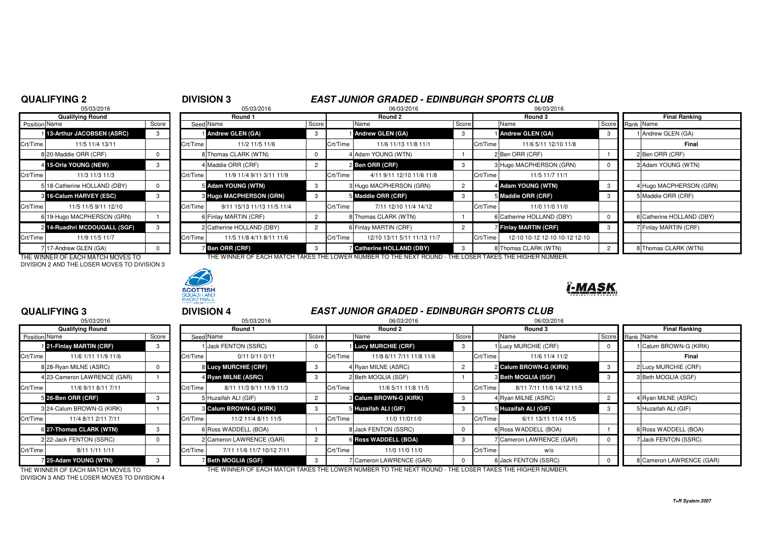## QUALIFYING 2

05/03/2016

| Qualifying Round | | |
|---|---|---|
| Position | Name | Score |
| 1 | 13-Arthur JACOBSEN (ASRC) | 3 |
| Crt/Time | 11/5 11/4 13/11 | |
| 8 | 20-Maddie ORR (CRF) | 0 |
| 4 | 15-Orla YOUNG (NEW) | 3 |
| Crt/Time | 11/3 11/3 11/3 | |
| 5 | 18-Catherine HOLLAND (DBY) | 0 |
| 3 | 16-Calum HARVEY (ESC) | 3 |
| Crt/Time | 11/5 11/5 9/11 12/10 | |
| 6 | 19-Hugo MACPHERSON (GRN) | 1 |
| 2 | 14-Ruadhri MCDOUGALL (SGF) | 3 |
| Crt/Time | 11/9 11/5 11/7 | |
| 7 | 17-Andrew GLEN (GA) | 0 |

THE WINNER OF EACH MATCH MOVES TO DIVISION 2 AND THE LOSER MOVES TO DIVISION 3

## DIVISION 3

### *EAST JUNIOR GRADED - EDINBURGH SPORTS CLUB*

| Round 1 (05/03/2016) | | | Round 2 (06/03/2016) | | | Round 3 (06/03/2016) | | | Final Ranking | |
|---|---|---|---|---|---|---|---|---|---|---|
| Seed | Name | Score | | Name | Score | | Name | Score | Rank | Name |
| 1 | Andrew GLEN (GA) | 3 | 1 | Andrew GLEN (GA) | 3 | 1 | Andrew GLEN (GA) | 3 | 1 | Andrew GLEN (GA) |
| Crt/Time | 11/2 11/5 11/6 | | Crt/Time | 11/6 11/13 11/8 11/1 | | Crt/Time | 11/6 5/11 12/10 11/8 | | | Final |
| 8 | Thomas CLARK (WTN) | 0 | 4 | Adam YOUNG (WTN) | 1 | 2 | Ben ORR (CRF) | 1 | 2 | Ben ORR (CRF) |
| 4 | Maddie ORR (CRF) | 2 | 2 | Ben ORR (CRF) | 3 | 3 | Hugo MACPHERSON (GRN) | 0 | 3 | Adam YOUNG (WTN) |
| Crt/Time | 11/9 11/4 9/11 3/11 11/9 | | Crt/Time | 4/11 9/11 12/10 11/6 11/8 | | Crt/Time | 11/5 11/7 11/1 | | | |
| 5 | Adam YOUNG (WTN) | 3 | 3 | Hugo MACPHERSON (GRN) | 2 | 4 | Adam YOUNG (WTN) | 3 | 4 | Hugo MACPHERSON (GRN) |
| 3 | Hugo MACPHERSON (GRN) | 3 | 5 | Maddie ORR (CRF) | 3 | 5 | Maddie ORR (CRF) | 3 | 5 | Maddie ORR (CRF) |
| Crt/Time | 9/11 15/13 11/13 11/5 11/4 | | Crt/Time | 7/11 12/10 11/4 14/12 | | Crt/Time | 11/0 11/0 11/0 | | | |
| 6 | Finlay MARTIN (CRF) | 2 | 8 | Thomas CLARK (WTN) | 1 | 6 | Catherine HOLLAND (DBY) | 0 | 6 | Catherine HOLLAND (DBY) |
| 2 | Catherine HOLLAND (DBY) | 2 | 6 | Finlay MARTIN (CRF) | 2 | 7 | Finlay MARTIN (CRF) | 3 | 7 | Finlay MARTIN (CRF) |
| Crt/Time | 11/5 11/8 4/11 8/11 11/6 | | Crt/Time | 12/10 13/11 5/11 11/13 11/7 | | Crt/Time | 12-10 10-12 12-10 10-12 12-10 | | | |
| 7 | Ben ORR (CRF) | 3 | 7 | Catherine HOLLAND (DBY) | 3 | 8 | Thomas CLARK (WTN) | 2 | 8 | Thomas CLARK (WTN) |

THE WINNER OF EACH MATCH TAKES THE LOWER NUMBER TO THE NEXT ROUND - THE LOSER TAKES THE HIGHER NUMBER.

## QUALIFYING 3

05/03/2016

| Qualifying Round | | |
|---|---|---|
| Position | Name | Score |
| 1 | 21-Finlay MARTIN (CRF) | 3 |
| Crt/Time | 11/6 1/11 11/9 11/6 | |
| 8 | 28-Ryan MILNE (ASRC) | 0 |
| 4 | 23-Cameron LAWRENCE (GAR) | 1 |
| Crt/Time | 11/6 9/11 8/11 7/11 | |
| 5 | 26-Ben ORR (CRF) | 3 |
| 3 | 24-Calum BROWN-G (KIRK) | 1 |
| Crt/Time | 11/4 8/11 2/11 7/11 | |
| 6 | 27-Thomas CLARK (WTN) | 3 |
| 2 | 22-Jack FENTON (SSRC) | 0 |
| Crt/Time | 8/11 1/11 1/11 | |
| 7 | 25-Adam YOUNG (WTN) | 3 |

THE WINNER OF EACH MATCH MOVES TO DIVISION 3 AND THE LOSER MOVES TO DIVISION 4

## DIVISION 4

### *EAST JUNIOR GRADED - EDINBURGH SPORTS CLUB*

| Round 1 (05/03/2016) | | | Round 2 (06/03/2016) | | | Round 3 (06/03/2016) | | | Final Ranking | |
|---|---|---|---|---|---|---|---|---|---|---|
| Seed | Name | Score | | Name | Score | | Name | Score | Rank | Name |
| 1 | Jack FENTON (SSRC) | 0 | 1 | Lucy MURCHIE (CRF) | 3 | 1 | Lucy MURCHIE (CRF) | 0 | 1 | Calum BROWN-G (KIRK) |
| Crt/Time | 0/11 0/11 0/11 | | Crt/Time | 11/8 6/11 7/11 11/8 11/6 | | Crt/Time | 11/6 11/4 11/2 | | | Final |
| 8 | Lucy MURCHIE (CRF) | 3 | 4 | Ryan MILNE (ASRC) | 2 | 2 | Calum BROWN-G (KIRK) | 3 | 2 | Lucy MURCHIE (CRF) |
| 4 | Ryan MILNE (ASRC) | 3 | 2 | Beth MOGLIA (SGF) | 1 | 3 | Beth MOGLIA (SGF) | 3 | 3 | Beth MOGLIA (SGF) |
| Crt/Time | 8/11 11/3 9/11 11/9 11/3 | | Crt/Time | 11/6 5/11 11/8 11/5 | | Crt/Time | 8/11 7/11 11/6 14/12 11/5 | | | |
| 5 | Huzaifah ALI (GIF) | 2 | 3 | Calum BROWN-G (KIRK) | 3 | 4 | Ryan MILNE (ASRC) | 2 | 4 | Ryan MILNE (ASRC) |
| 3 | Calum BROWN-G (KIRK) | 3 | 5 | Huzaifah ALI (GIF) | 3 | 5 | Huzaifah ALI (GIF) | 3 | 5 | Huzaifah ALI (GIF) |
| Crt/Time | 11/2 11/4 8/11 11/5 | | Crt/Time | 11/0 11/011/0 | | Crt/Time | 6/11 13/11 11/4 11/5 | | | |
| 6 | Ross WADDELL (BOA) | 1 | 8 | Jack FENTON (SSRC) | 0 | 6 | Ross WADDELL (BOA) | 1 | 6 | Ross WADDELL (BOA) |
| 2 | Cameron LAWRENCE (GAR) | 2 | 6 | Ross WADDELL (BOA) | 3 | 7 | Cameron LAWRENCE (GAR) | 0 | 7 | Jack FENTON (SSRC) |
| Crt/Time | 7/11 11/6 11/7 10/12 7/11 | | Crt/Time | 11/0 11/0 11/0 | | Crt/Time | w/o | | | |
| 7 | Beth MOGLIA (SGF) | 3 | 7 | Cameron LAWRENCE (GAR) | 0 | 8 | Jack FENTON (SSRC) | 0 | 8 | Cameron LAWRENCE (GAR) |

THE WINNER OF EACH MATCH TAKES THE LOWER NUMBER TO THE NEXT ROUND - THE LOSER TAKES THE HIGHER NUMBER.

*T+R System 2007*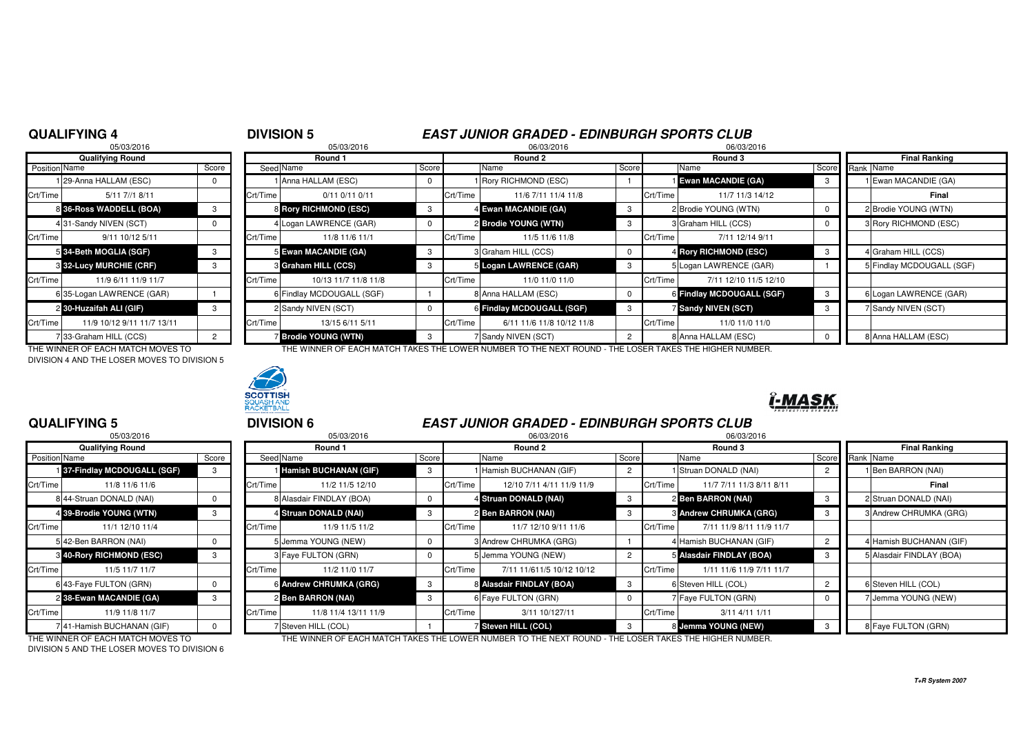## QUALIFYING 4

05/03/2016

| Position | Qualifying Round Name | Score |
|---|---|---|
| 1 | 29-Anna HALLAM (ESC) | 0 |
| Crt/Time | 5/11 7//1 8/11 | |
| 8 | **36-Ross WADDELL (BOA)** | 3 |
| 4 | 31-Sandy NIVEN (SCT) | 0 |
| Crt/Time | 9/11 10/12 5/11 | |
| 5 | **34-Beth MOGLIA (SGF)** | 3 |
| 3 | **32-Lucy MURCHIE (CRF)** | 3 |
| Crt/Time | 11/9 6/11 11/9 11/7 | |
| 6 | 35-Logan LAWRENCE (GAR) | 1 |
| 2 | **30-Huzaifah ALI (GIF)** | 3 |
| Crt/Time | 11/9 10/12 9/11 11/7 13/11 | |
| 7 | 33-Graham HILL (CCS) | 2 |

THE WINNER OF EACH MATCH MOVES TO DIVISION 4 AND THE LOSER MOVES TO DIVISION 5

## DIVISION 5

## *EAST JUNIOR GRADED - EDINBURGH SPORTS CLUB*

| Round 1 (05/03/2016) | | Score | Round 2 (06/03/2016) | | Score | Round 3 (06/03/2016) | | Score | Final Ranking | |
|---|---|---|---|---|---|---|---|---|---|---|
| Seed | Name | | | Name | | | Name | | Rank | Name |
| 1 | Anna HALLAM (ESC) | 0 | 1 | Rory RICHMOND (ESC) | 1 | 1 | **Ewan MACANDIE (GA)** | 3 | 1 | Ewan MACANDIE (GA) |
| Crt/Time | 0/11 0/11 0/11 | | Crt/Time | 11/6 7/11 11/4 11/8 | | Crt/Time | 11/7 11/3 14/12 | | | Final |
| 8 | **Rory RICHMOND (ESC)** | 3 | 4 | **Ewan MACANDIE (GA)** | 3 | 2 | Brodie YOUNG (WTN) | 0 | 2 | Brodie YOUNG (WTN) |
| 4 | Logan LAWRENCE (GAR) | 0 | 2 | **Brodie YOUNG (WTN)** | 3 | 3 | Graham HILL (CCS) | 0 | 3 | Rory RICHMOND (ESC) |
| Crt/Time | 11/8 11/6 11/1 | | Crt/Time | 11/5 11/6 11/8 | | Crt/Time | 7/11 12/14 9/11 | | | |
| 5 | **Ewan MACANDIE (GA)** | 3 | 3 | Graham HILL (CCS) | 0 | 4 | **Rory RICHMOND (ESC)** | 3 | 4 | Graham HILL (CCS) |
| 3 | **Graham HILL (CCS)** | 3 | 5 | **Logan LAWRENCE (GAR)** | 3 | 5 | Logan LAWRENCE (GAR) | 1 | 5 | Findlay MCDOUGALL (SGF) |
| Crt/Time | 10/13 11/7 11/8 11/8 | | Crt/Time | 11/0 11/0 11/0 | | Crt/Time | 7/11 12/10 11/5 12/10 | | | |
| 6 | Findlay MCDOUGALL (SGF) | 1 | 8 | Anna HALLAM (ESC) | 0 | 6 | **Findlay MCDOUGALL (SGF)** | 3 | 6 | Logan LAWRENCE (GAR) |
| 2 | Sandy NIVEN (SCT) | 0 | 6 | **Findlay MCDOUGALL (SGF)** | 3 | 7 | **Sandy NIVEN (SCT)** | 3 | 7 | Sandy NIVEN (SCT) |
| Crt/Time | 13/15 6/11 5/11 | | Crt/Time | 6/11 11/6 11/8 10/12 11/8 | | Crt/Time | 11/0 11/0 11/0 | | | |
| 7 | **Brodie YOUNG (WTN)** | 3 | 7 | Sandy NIVEN (SCT) | 2 | 8 | Anna HALLAM (ESC) | 0 | 8 | Anna HALLAM (ESC) |

THE WINNER OF EACH MATCH TAKES THE LOWER NUMBER TO THE NEXT ROUND - THE LOSER TAKES THE HIGHER NUMBER.

## QUALIFYING 5

05/03/2016

| Position | Qualifying Round Name | Score |
|---|---|---|
| 1 | **37-Findlay MCDOUGALL (SGF)** | 3 |
| Crt/Time | 11/8 11/6 11/6 | |
| 8 | 44-Struan DONALD (NAI) | 0 |
| 4 | **39-Brodie YOUNG (WTN)** | 3 |
| Crt/Time | 11/1 12/10 11/4 | |
| 5 | 42-Ben BARRON (NAI) | 0 |
| 3 | **40-Rory RICHMOND (ESC)** | 3 |
| Crt/Time | 11/5 11/7 11/7 | |
| 6 | 43-Faye FULTON (GRN) | 0 |
| 2 | **38-Ewan MACANDIE (GA)** | 3 |
| Crt/Time | 11/9 11/8 11/7 | |
| 7 | 41-Hamish BUCHANAN (GIF) | 0 |

THE WINNER OF EACH MATCH MOVES TO DIVISION 5 AND THE LOSER MOVES TO DIVISION 6

## DIVISION 6

## *EAST JUNIOR GRADED - EDINBURGH SPORTS CLUB*

| Round 1 (05/03/2016) | | Score | Round 2 (06/03/2016) | | Score | Round 3 (06/03/2016) | | Score | Final Ranking | |
|---|---|---|---|---|---|---|---|---|---|---|
| Seed | Name | | | Name | | | Name | | Rank | Name |
| 1 | **Hamish BUCHANAN (GIF)** | 3 | 1 | Hamish BUCHANAN (GIF) | 2 | 1 | Struan DONALD (NAI) | 2 | 1 | Ben BARRON (NAI) |
| Crt/Time | 11/2 11/5 12/10 | | Crt/Time | 12/10 7/11 4/11 11/9 11/9 | | Crt/Time | 11/7 7/11 11/3 8/11 8/11 | | | Final |
| 8 | Alasdair FINDLAY (BOA) | 0 | 4 | **Struan DONALD (NAI)** | 3 | 2 | **Ben BARRON (NAI)** | 3 | 2 | Struan DONALD (NAI) |
| 4 | **Struan DONALD (NAI)** | 3 | 2 | **Ben BARRON (NAI)** | 3 | 3 | **Andrew CHRUMKA (GRG)** | 3 | 3 | Andrew CHRUMKA (GRG) |
| Crt/Time | 11/9 11/5 11/2 | | Crt/Time | 11/7 12/10 9/11 11/6 | | Crt/Time | 7/11 11/9 8/11 11/9 11/7 | | | |
| 5 | Jemma YOUNG (NEW) | 0 | 3 | Andrew CHRUMKA (GRG) | 1 | 4 | Hamish BUCHANAN (GIF) | 2 | 4 | Hamish BUCHANAN (GIF) |
| 3 | Faye FULTON (GRN) | 0 | 5 | Jemma YOUNG (NEW) | 2 | 5 | **Alasdair FINDLAY (BOA)** | 3 | 5 | Alasdair FINDLAY (BOA) |
| Crt/Time | 11/2 11/0 11/7 | | Crt/Time | 7/11 11/611/5 10/12 10/12 | | Crt/Time | 1/11 11/6 11/9 7/11 11/7 | | | |
| 6 | **Andrew CHRUMKA (GRG)** | 3 | 8 | **Alasdair FINDLAY (BOA)** | 3 | 6 | Steven HILL (COL) | 2 | 6 | Steven HILL (COL) |
| 2 | **Ben BARRON (NAI)** | 3 | 6 | Faye FULTON (GRN) | 0 | 7 | Faye FULTON (GRN) | 0 | 7 | Jemma YOUNG (NEW) |
| Crt/Time | 11/8 11/4 13/11 11/9 | | Crt/Time | 3/11 10/127/11 | | Crt/Time | 3/11 4/11 1/11 | | | |
| 7 | Steven HILL (COL) | 1 | 7 | **Steven HILL (COL)** | 3 | 8 | **Jemma YOUNG (NEW)** | 3 | 8 | Faye FULTON (GRN) |

THE WINNER OF EACH MATCH TAKES THE LOWER NUMBER TO THE NEXT ROUND - THE LOSER TAKES THE HIGHER NUMBER.

T+R System 2007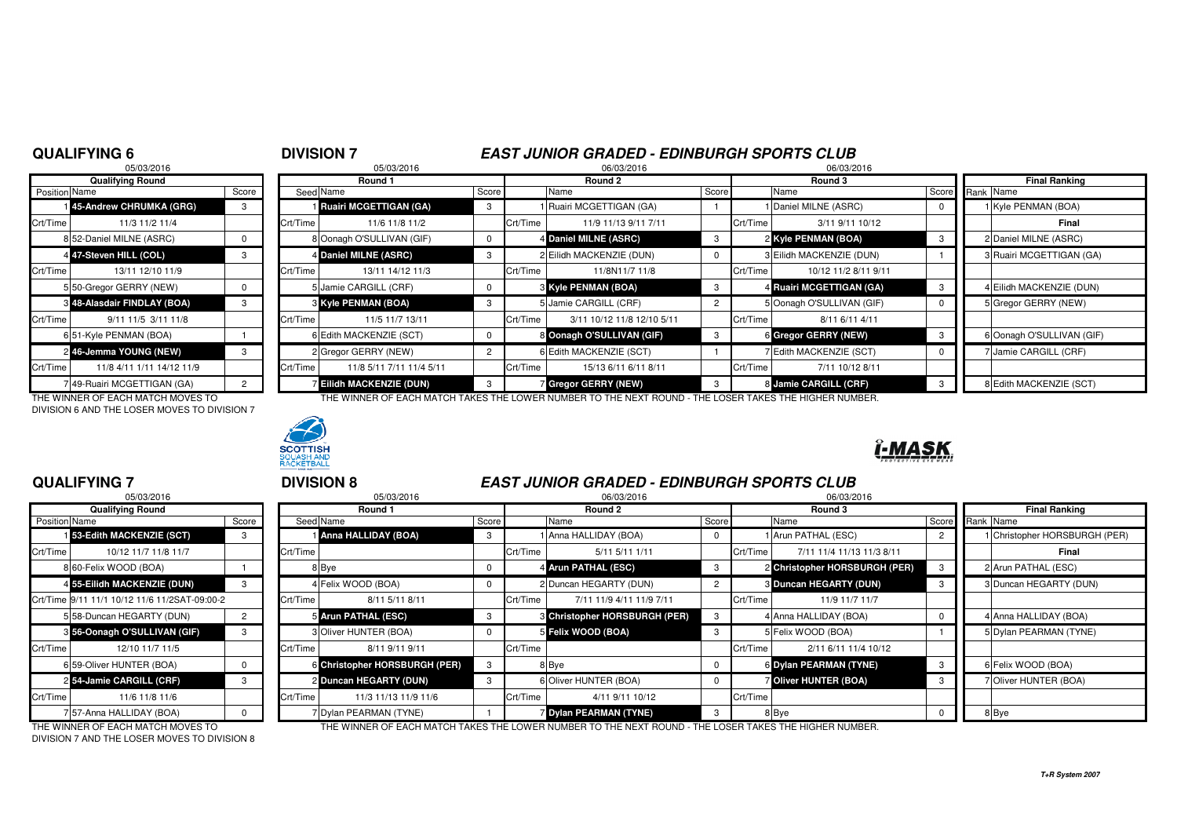## QUALIFYING 6

05/03/2016

| Qualifying Round | | |
|---|---|---|
| Position | Name | Score |
| 1 | 45-Andrew CHRUMKA (GRG) | 3 |
| Crt/Time | 11/3 11/2 11/4 | |
| 8 | 52-Daniel MILNE (ASRC) | 0 |
| 4 | 47-Steven HILL (COL) | 3 |
| Crt/Time | 13/11 12/10 11/9 | |
| 5 | 50-Gregor GERRY (NEW) | 0 |
| 3 | 48-Alasdair FINDLAY (BOA) | 3 |
| Crt/Time | 9/11 11/5 3/11 11/8 | |
| 6 | 51-Kyle PENMAN (BOA) | 1 |
| 2 | 46-Jemma YOUNG (NEW) | 3 |
| Crt/Time | 11/8 4/11 1/11 14/12 11/9 | |
| 7 | 49-Ruairi MCGETTIGAN (GA) | 2 |

THE WINNER OF EACH MATCH MOVES TO DIVISION 6 AND THE LOSER MOVES TO DIVISION 7

## DIVISION 7

## EAST JUNIOR GRADED - EDINBURGH SPORTS CLUB

| Round 1 (05/03/2016) | | | Round 2 (06/03/2016) | | | Round 3 (06/03/2016) | | |
|---|---|---|---|---|---|---|---|---|
| Seed | Name | Score | | Name | Score | | Name | Score |
| 1 | Ruairi MCGETTIGAN (GA) | 3 | 1 | Ruairi MCGETTIGAN (GA) | 1 | 1 | Daniel MILNE (ASRC) | 0 |
| Crt/Time | 11/6 11/8 11/2 | | Crt/Time | 11/9 11/13 9/11 7/11 | | Crt/Time | 3/11 9/11 10/12 | |
| 8 | Oonagh O'SULLIVAN (GIF) | 0 | 4 | Daniel MILNE (ASRC) | 3 | 2 | Kyle PENMAN (BOA) | 3 |
| 4 | Daniel MILNE (ASRC) | 3 | 2 | Eilidh MACKENZIE (DUN) | 0 | 3 | Eilidh MACKENZIE (DUN) | 1 |
| Crt/Time | 13/11 14/12 11/3 | | Crt/Time | 11/8N11/7 11/8 | | Crt/Time | 10/12 11/2 8/11 9/11 | |
| 5 | Jamie CARGILL (CRF) | 0 | 3 | Kyle PENMAN (BOA) | 3 | 4 | Ruairi MCGETTIGAN (GA) | 3 |
| 3 | Kyle PENMAN (BOA) | 3 | 5 | Jamie CARGILL (CRF) | 2 | 5 | Oonagh O'SULLIVAN (GIF) | 0 |
| Crt/Time | 11/5 11/7 13/11 | | Crt/Time | 3/11 10/12 11/8 12/10 5/11 | | Crt/Time | 8/11 6/11 4/11 | |
| 6 | Edith MACKENZIE (SCT) | 0 | 8 | Oonagh O'SULLIVAN (GIF) | 3 | 6 | Gregor GERRY (NEW) | 3 |
| 2 | Gregor GERRY (NEW) | 2 | 6 | Edith MACKENZIE (SCT) | 1 | 7 | Edith MACKENZIE (SCT) | 0 |
| Crt/Time | 11/8 5/11 7/11 11/4 5/11 | | Crt/Time | 15/13 6/11 6/11 8/11 | | Crt/Time | 7/11 10/12 8/11 | |
| 7 | Eilidh MACKENZIE (DUN) | 3 | 7 | Gregor GERRY (NEW) | 3 | 8 | Jamie CARGILL (CRF) | 3 |

| Final Ranking | |
|---|---|
| Rank | Name |
| 1 | Kyle PENMAN (BOA) |
| | Final |
| 2 | Daniel MILNE (ASRC) |
| 3 | Ruairi MCGETTIGAN (GA) |
| 4 | Eilidh MACKENZIE (DUN) |
| 5 | Gregor GERRY (NEW) |
| 6 | Oonagh O'SULLIVAN (GIF) |
| 7 | Jamie CARGILL (CRF) |
| 8 | Edith MACKENZIE (SCT) |

THE WINNER OF EACH MATCH TAKES THE LOWER NUMBER TO THE NEXT ROUND - THE LOSER TAKES THE HIGHER NUMBER.

## QUALIFYING 7

05/03/2016

| Qualifying Round | | |
|---|---|---|
| Position | Name | Score |
| 1 | 53-Edith MACKENZIE (SCT) | 3 |
| Crt/Time | 10/12 11/7 11/8 11/7 | |
| 8 | 60-Felix WOOD (BOA) | 1 |
| 4 | 55-Eilidh MACKENZIE (DUN) | 3 |
| Crt/Time | 9/11 11/1 10/12 11/6 11/2SAT-09:00-2 | |
| 5 | 58-Duncan HEGARTY (DUN) | 2 |
| 3 | 56-Oonagh O'SULLIVAN (GIF) | 3 |
| Crt/Time | 12/10 11/7 11/5 | |
| 6 | 59-Oliver HUNTER (BOA) | 0 |
| 2 | 54-Jamie CARGILL (CRF) | 3 |
| Crt/Time | 11/6 11/8 11/6 | |
| 7 | 57-Anna HALLIDAY (BOA) | 0 |

THE WINNER OF EACH MATCH MOVES TO DIVISION 7 AND THE LOSER MOVES TO DIVISION 8

## DIVISION 8

## EAST JUNIOR GRADED - EDINBURGH SPORTS CLUB

| Round 1 (05/03/2016) | | | Round 2 (06/03/2016) | | | Round 3 (06/03/2016) | | |
|---|---|---|---|---|---|---|---|---|
| Seed | Name | Score | | Name | Score | | Name | Score |
| 1 | Anna HALLIDAY (BOA) | 3 | 1 | Anna HALLIDAY (BOA) | 0 | 1 | Arun PATHAL (ESC) | 2 |
| Crt/Time | | | Crt/Time | 5/11 5/11 1/11 | | Crt/Time | 7/11 11/4 11/13 11/3 8/11 | |
| 8 | Bye | 0 | 4 | Arun PATHAL (ESC) | 3 | 2 | Christopher HORSBURGH (PER) | 3 |
| 4 | Felix WOOD (BOA) | 0 | 2 | Duncan HEGARTY (DUN) | 2 | 3 | Duncan HEGARTY (DUN) | 3 |
| Crt/Time | 8/11 5/11 8/11 | | Crt/Time | 7/11 11/9 4/11 11/9 7/11 | | Crt/Time | 11/9 11/7 11/7 | |
| 5 | Arun PATHAL (ESC) | 3 | 3 | Christopher HORSBURGH (PER) | 3 | 4 | Anna HALLIDAY (BOA) | 0 |
| 3 | Oliver HUNTER (BOA) | 0 | 5 | Felix WOOD (BOA) | 3 | 5 | Felix WOOD (BOA) | 1 |
| Crt/Time | 8/11 9/11 9/11 | | Crt/Time | | | Crt/Time | 2/11 6/11 11/4 10/12 | |
| 6 | Christopher HORSBURGH (PER) | 3 | 8 | Bye | 0 | 6 | Dylan PEARMAN (TYNE) | 3 |
| 2 | Duncan HEGARTY (DUN) | 3 | 6 | Oliver HUNTER (BOA) | 0 | 7 | Oliver HUNTER (BOA) | 3 |
| Crt/Time | 11/3 11/13 11/9 11/6 | | Crt/Time | 4/11 9/11 10/12 | | Crt/Time | | |
| 7 | Dylan PEARMAN (TYNE) | 1 | 7 | Dylan PEARMAN (TYNE) | 3 | 8 | Bye | 0 |

| Final Ranking | |
|---|---|
| Rank | Name |
| 1 | Christopher HORSBURGH (PER) |
| | Final |
| 2 | Arun PATHAL (ESC) |
| 3 | Duncan HEGARTY (DUN) |
| 4 | Anna HALLIDAY (BOA) |
| 5 | Dylan PEARMAN (TYNE) |
| 6 | Felix WOOD (BOA) |
| 7 | Oliver HUNTER (BOA) |
| 8 | Bye |

THE WINNER OF EACH MATCH TAKES THE LOWER NUMBER TO THE NEXT ROUND - THE LOSER TAKES THE HIGHER NUMBER.

T+R System 2007